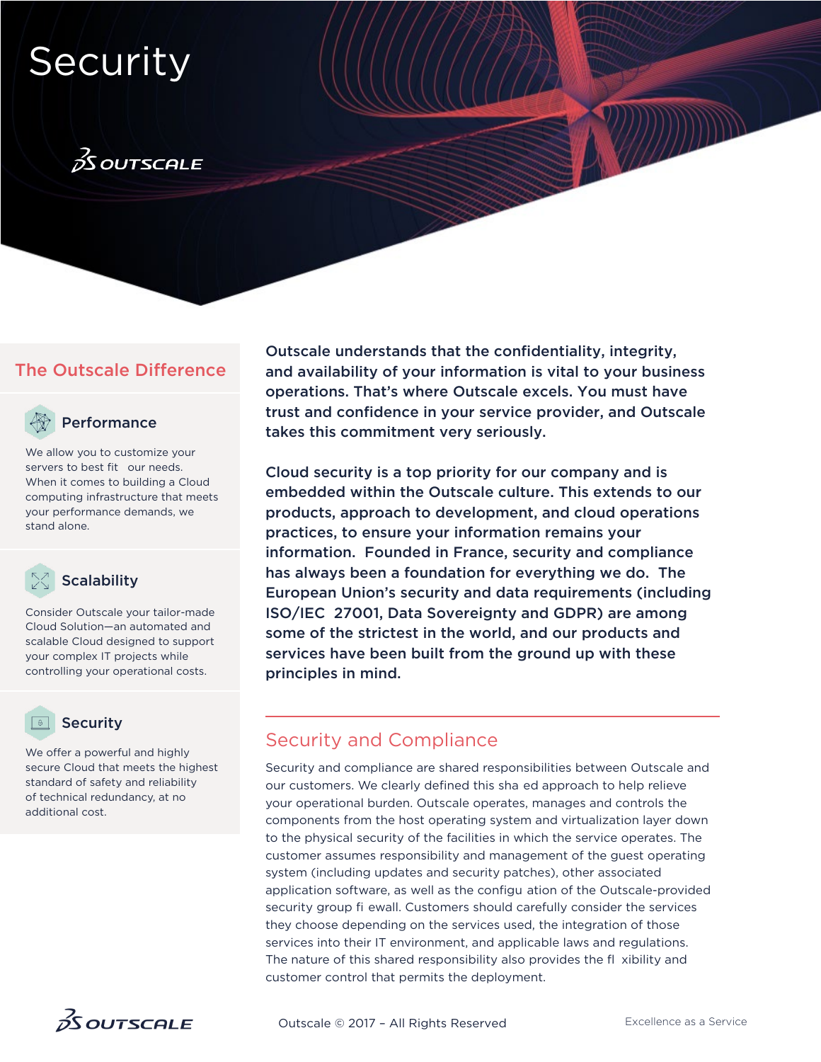# Security

OUTSCALE

## The Outscale Difference

### Performance

We allow you to customize your servers to best fit our needs. When it comes to building a Cloud computing infrastructure that meets your performance demands, we stand alone.

### Scalability

Consider Outscale your tailor-made Cloud Solution—an automated and scalable Cloud designed to support your complex IT projects while controlling your operational costs.

### Security

We offer a powerful and highly secure Cloud that meets the highest standard of safety and reliability of technical redundancy, at no additional cost.

**Outscale understands that the confidentiality, integrity, and availability of your information is vital to your business operations. That's where Outscale excels. You must have trust and confidence in your service provider, and Outscale takes this commitment very seriously.**

**Cloud security is a top priority for our company and is embedded within the Outscale culture. This extends to our products, approach to development, and cloud operations practices, to ensure your information remains your information. Founded in France, security and compliance has always been a foundation for everything we do. The European Union's security and data requirements (including ISO/IEC 27001, Data Sovereignty and GDPR) are among some of the strictest in the world, and our products and services have been built from the ground up with these principles in mind.**

## Security and Compliance

Security and compliance are shared responsibilities between Outscale and our customers. We clearly defined this sha ed approach to help relieve your operational burden. Outscale operates, manages and controls the components from the host operating system and virtualization layer down to the physical security of the facilities in which the service operates. The customer assumes responsibility and management of the guest operating system (including updates and security patches), other associated application software, as well as the configu ation of the Outscale-provided security group fi ewall. Customers should carefully consider the services they choose depending on the services used, the integration of those services into their IT environment, and applicable laws and regulations. The nature of this shared responsibility also provides the fl xibility and customer control that permits the deployment.

Outscale © 2017 – All Rights Reserved

Excellence as a Service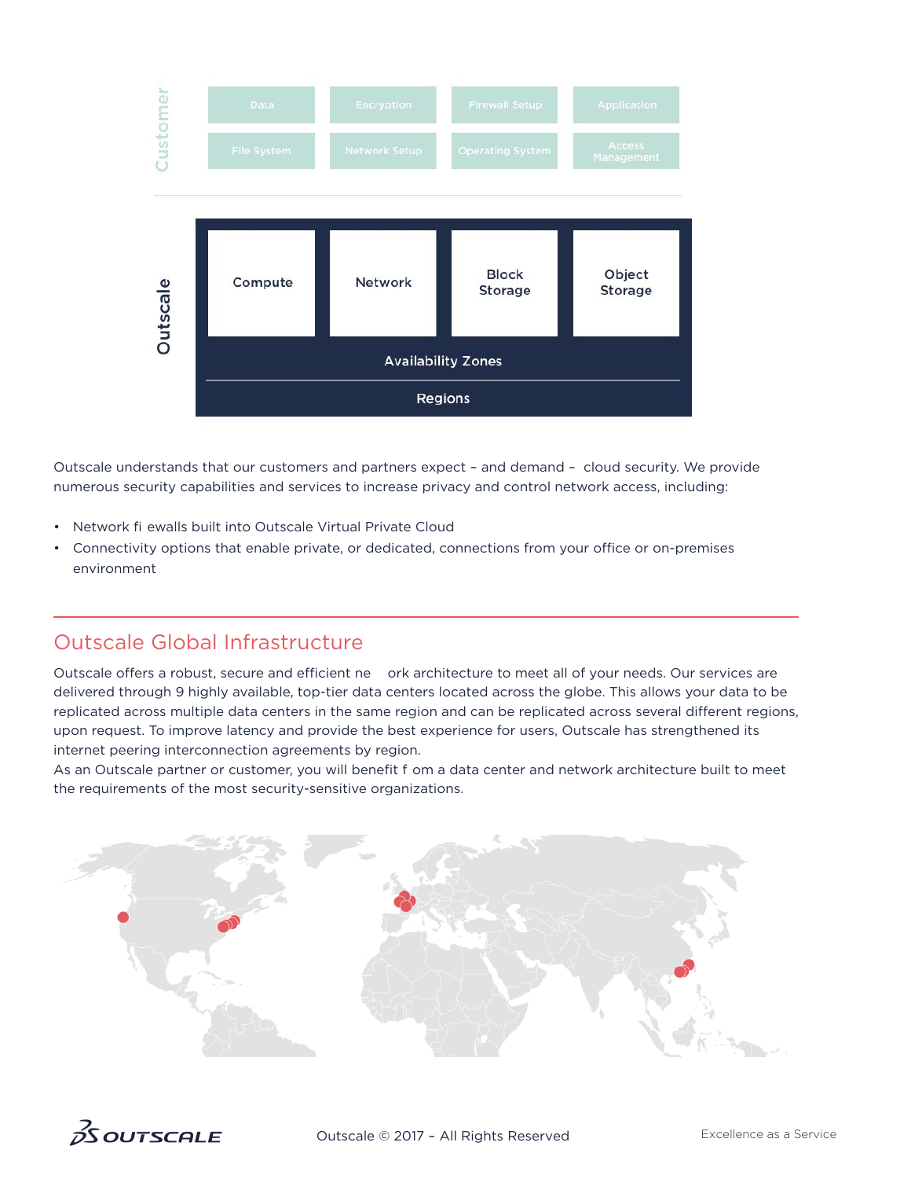| Customer | | | | |
|---|---|---|---|---|
| | Data | Encryption | Firewall Setup | Application |
| | File System | Network Setup | Operating System | Access Management |

| Outscale | | | | |
|---|---|---|---|---|
| | Compute | Network | Block Storage | Object Storage |
| | Availability Zones | | | |
| | Regions | | | |

Outscale understands that our customers and partners expect – and demand – cloud security. We provide numerous security capabilities and services to increase privacy and control network access, including:

- Network fi ewalls built into Outscale Virtual Private Cloud
- Connectivity options that enable private, or dedicated, connections from your office or on-premises environment

## Outscale Global Infrastructure

Outscale offers a robust, secure and efficient ne ork architecture to meet all of your needs. Our services are delivered through 9 highly available, top-tier data centers located across the globe. This allows your data to be replicated across multiple data centers in the same region and can be replicated across several different regions, upon request. To improve latency and provide the best experience for users, Outscale has strengthened its internet peering interconnection agreements by region.

As an Outscale partner or customer, you will benefit f om a data center and network architecture built to meet the requirements of the most security-sensitive organizations.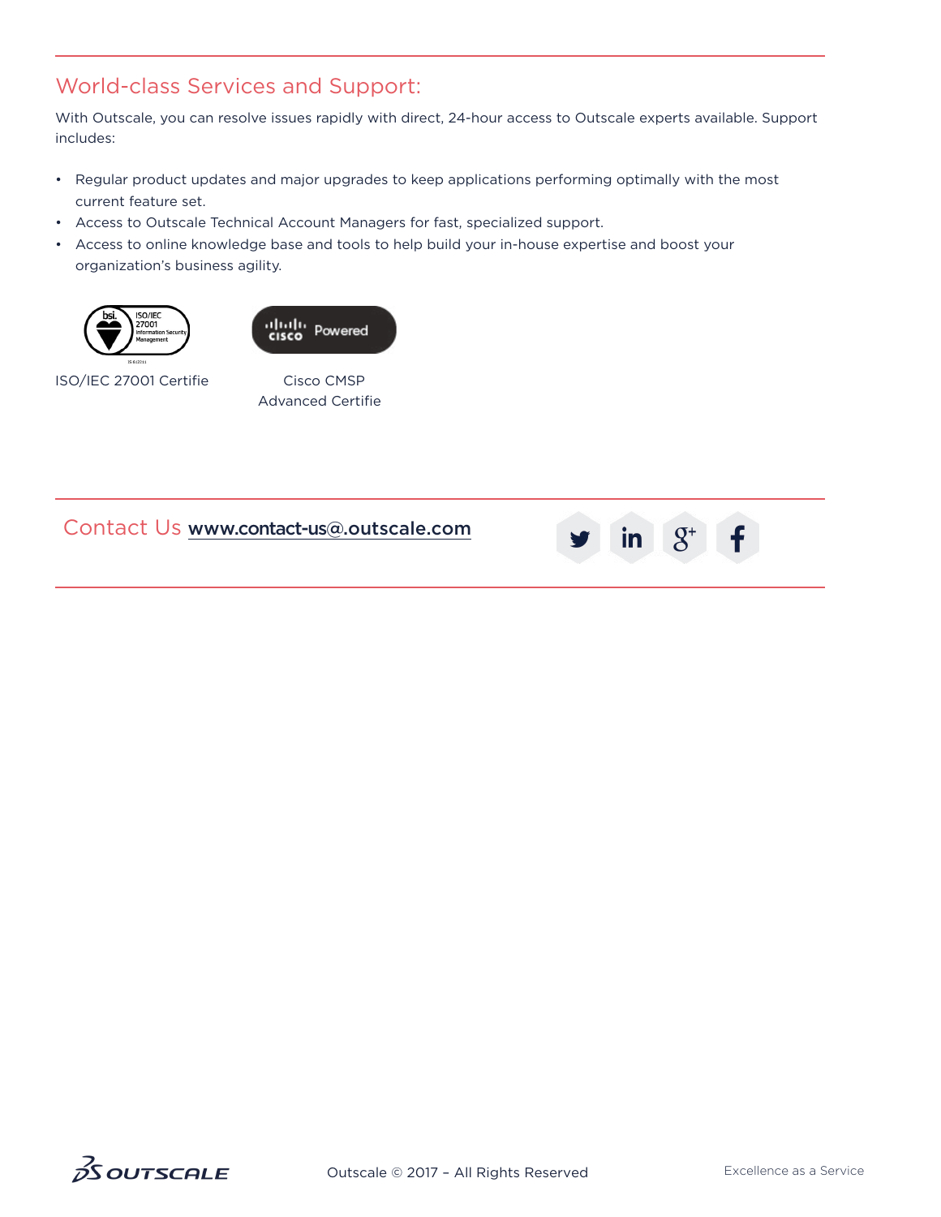## World-class Services and Support:

With Outscale, you can resolve issues rapidly with direct, 24-hour access to Outscale experts available. Support includes:

- Regular product updates and major upgrades to keep applications performing optimally with the most current feature set.
- Access to Outscale Technical Account Managers for fast, specialized support.
- Access to online knowledge base and tools to help build your in-house expertise and boost your organization's business agility.

ISO/IEC 27001 Certifie

Cisco CMSP Advanced Certifie

Contact Us www.contact-us@.outscale.com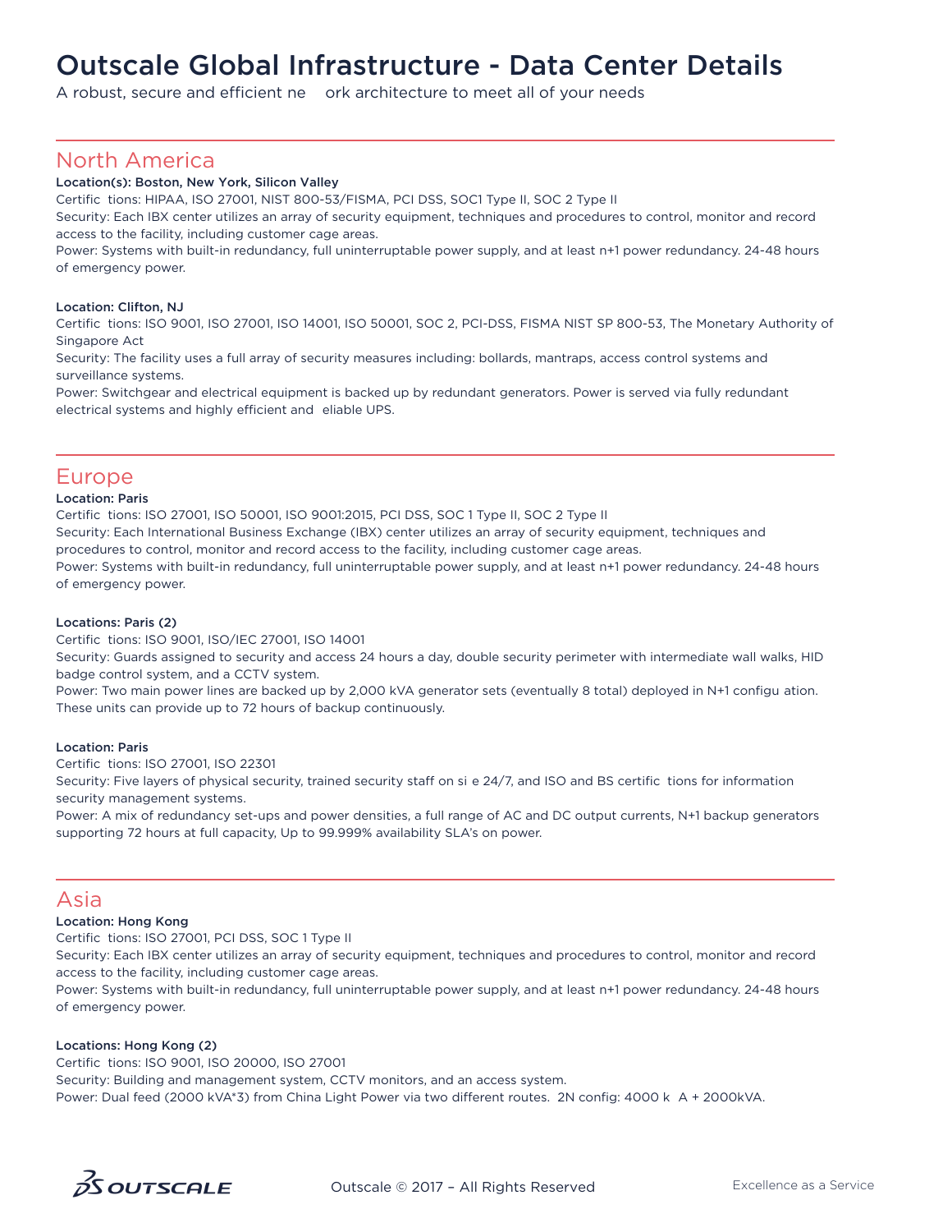# Outscale Global Infrastructure - Data Center Details

A robust, secure and efficient ne ork architecture to meet all of your needs

## North America

**Location(s): Boston, New York, Silicon Valley**

Certific tions: HIPAA, ISO 27001, NIST 800-53/FISMA, PCI DSS, SOC1 Type II, SOC 2 Type II

Security: Each IBX center utilizes an array of security equipment, techniques and procedures to control, monitor and record access to the facility, including customer cage areas.

Power: Systems with built-in redundancy, full uninterruptable power supply, and at least n+1 power redundancy. 24-48 hours of emergency power.

**Location: Clifton, NJ**

Certific tions: ISO 9001, ISO 27001, ISO 14001, ISO 50001, SOC 2, PCI-DSS, FISMA NIST SP 800-53, The Monetary Authority of Singapore Act

Security: The facility uses a full array of security measures including: bollards, mantraps, access control systems and surveillance systems.

Power: Switchgear and electrical equipment is backed up by redundant generators. Power is served via fully redundant electrical systems and highly efficient and eliable UPS.

## Europe

**Location: Paris**

Certific tions: ISO 27001, ISO 50001, ISO 9001:2015, PCI DSS, SOC 1 Type II, SOC 2 Type II

Security: Each International Business Exchange (IBX) center utilizes an array of security equipment, techniques and procedures to control, monitor and record access to the facility, including customer cage areas.

Power: Systems with built-in redundancy, full uninterruptable power supply, and at least n+1 power redundancy. 24-48 hours of emergency power.

**Locations: Paris (2)**

Certific tions: ISO 9001, ISO/IEC 27001, ISO 14001

Security: Guards assigned to security and access 24 hours a day, double security perimeter with intermediate wall walks, HID badge control system, and a CCTV system.

Power: Two main power lines are backed up by 2,000 kVA generator sets (eventually 8 total) deployed in N+1 configu ation. These units can provide up to 72 hours of backup continuously.

**Location: Paris**

Certific tions: ISO 27001, ISO 22301

Security: Five layers of physical security, trained security staff on si e 24/7, and ISO and BS certific tions for information security management systems.

Power: A mix of redundancy set-ups and power densities, a full range of AC and DC output currents, N+1 backup generators supporting 72 hours at full capacity, Up to 99.999% availability SLA's on power.

## Asia

**Location: Hong Kong**

Certific tions: ISO 27001, PCI DSS, SOC 1 Type II

Security: Each IBX center utilizes an array of security equipment, techniques and procedures to control, monitor and record access to the facility, including customer cage areas.

Power: Systems with built-in redundancy, full uninterruptable power supply, and at least n+1 power redundancy. 24-48 hours of emergency power.

**Locations: Hong Kong (2)**

Certific tions: ISO 9001, ISO 20000, ISO 27001

Security: Building and management system, CCTV monitors, and an access system.

Power: Dual feed (2000 kVA*3) from China Light Power via two different routes. 2N config: 4000 k A + 2000kVA.

Outscale © 2017 – All Rights Reserved

Excellence as a Service